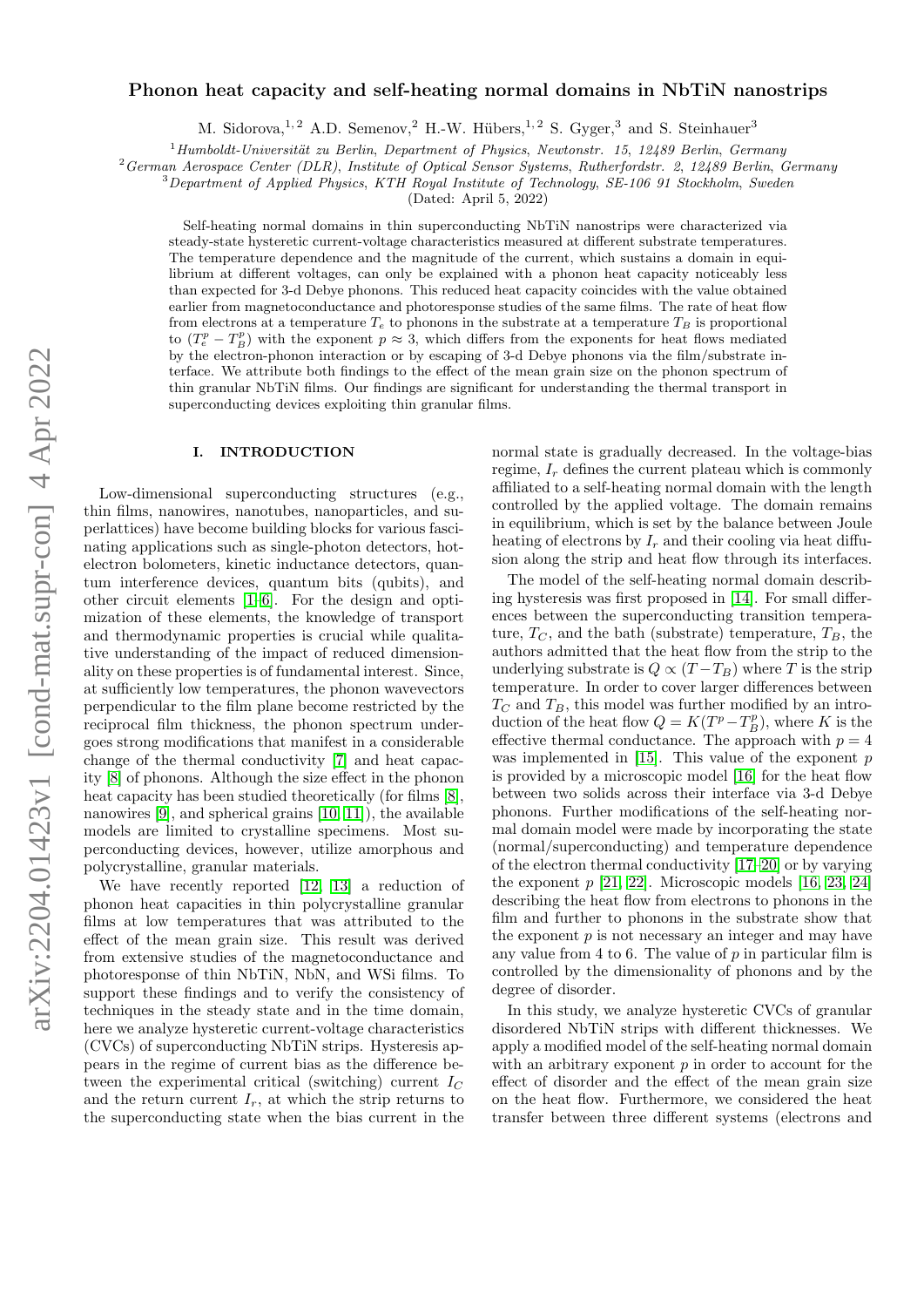# Phonon heat capacity and self-heating normal domains in NbTiN nanostrips

M. Sidorova,[1,2] A.D. Semenov,[2] H.-W. Hübers,[1,2] S. Gyger,[3] and S. Steinhauer[3]

[1] *Humboldt-Universität zu Berlin, Department of Physics, Newtonstr. 15, 12489 Berlin, Germany*
[2] *German Aerospace Center (DLR), Institute of Optical Sensor Systems, Rutherfordstr. 2, 12489 Berlin, Germany*
[3] *Department of Applied Physics, KTH Royal Institute of Technology, SE-106 91 Stockholm, Sweden*

(Dated: April 5, 2022)

Self-heating normal domains in thin superconducting NbTiN nanostrips were characterized via steady-state hysteretic current-voltage characteristics measured at different substrate temperatures. The temperature dependence and the magnitude of the current, which sustains a domain in equilibrium at different voltages, can only be explained with a phonon heat capacity noticeably less than expected for 3-d Debye phonons. This reduced heat capacity coincides with the value obtained earlier from magnetoconductance and photoresponse studies of the same films. The rate of heat flow from electrons at a temperature $T_e$ to phonons in the substrate at a temperature $T_B$ is proportional to $(T_e^p - T_B^p)$ with the exponent $p \approx 3$, which differs from the exponents for heat flows mediated by the electron-phonon interaction or by escaping of 3-d Debye phonons via the film/substrate interface. We attribute both findings to the effect of the mean grain size on the phonon spectrum of thin granular NbTiN films. Our findings are significant for understanding the thermal transport in superconducting devices exploiting thin granular films.

## I. INTRODUCTION

Low-dimensional superconducting structures (e.g., thin films, nanowires, nanotubes, nanoparticles, and superlattices) have become building blocks for various fascinating applications such as single-photon detectors, hot-electron bolometers, kinetic inductance detectors, quantum interference devices, quantum bits (qubits), and other circuit elements [1–6]. For the design and optimization of these elements, the knowledge of transport and thermodynamic properties is crucial while qualitative understanding of the impact of reduced dimensionality on these properties is of fundamental interest. Since, at sufficiently low temperatures, the phonon wavevectors perpendicular to the film plane become restricted by the reciprocal film thickness, the phonon spectrum undergoes strong modifications that manifest in a considerable change of the thermal conductivity [7] and heat capacity [8] of phonons. Although the size effect in the phonon heat capacity has been studied theoretically (for films [8], nanowires [9], and spherical grains [10, 11]), the available models are limited to crystalline specimens. Most superconducting devices, however, utilize amorphous and polycrystalline, granular materials.

We have recently reported [12, 13] a reduction of phonon heat capacities in thin polycrystalline granular films at low temperatures that was attributed to the effect of the mean grain size. This result was derived from extensive studies of the magnetoconductance and photoresponse of thin NbTiN, NbN, and WSi films. To support these findings and to verify the consistency of techniques in the steady state and in the time domain, here we analyze hysteretic current-voltage characteristics (CVCs) of superconducting NbTiN strips. Hysteresis appears in the regime of current bias as the difference between the experimental critical (switching) current $I_C$ and the return current $I_r$, at which the strip returns to the superconducting state when the bias current in the normal state is gradually decreased. In the voltage-bias regime, $I_r$ defines the current plateau which is commonly affiliated to a self-heating normal domain with the length controlled by the applied voltage. The domain remains in equilibrium, which is set by the balance between Joule heating of electrons by $I_r$ and their cooling via heat diffusion along the strip and heat flow through its interfaces.

The model of the self-heating normal domain describing hysteresis was first proposed in [14]. For small differences between the superconducting transition temperature, $T_C$, and the bath (substrate) temperature, $T_B$, the authors admitted that the heat flow from the strip to the underlying substrate is $Q \propto (T - T_B)$ where $T$ is the strip temperature. In order to cover larger differences between $T_C$ and $T_B$, this model was further modified by an introduction of the heat flow $Q = K(T^p - T_B^p)$, where $K$ is the effective thermal conductance. The approach with $p = 4$ was implemented in [15]. This value of the exponent $p$ is provided by a microscopic model [16] for the heat flow between two solids across their interface via 3-d Debye phonons. Further modifications of the self-heating normal domain model were made by incorporating the state (normal/superconducting) and temperature dependence of the electron thermal conductivity [17–20] or by varying the exponent $p$ [21, 22]. Microscopic models [16, 23, 24] describing the heat flow from electrons to phonons in the film and further to phonons in the substrate show that the exponent $p$ is not necessary an integer and may have any value from 4 to 6. The value of $p$ in particular film is controlled by the dimensionality of phonons and by the degree of disorder.

In this study, we analyze hysteretic CVCs of granular disordered NbTiN strips with different thicknesses. We apply a modified model of the self-heating normal domain with an arbitrary exponent $p$ in order to account for the effect of disorder and the effect of the mean grain size on the heat flow. Furthermore, we considered the heat transfer between three different systems (electrons and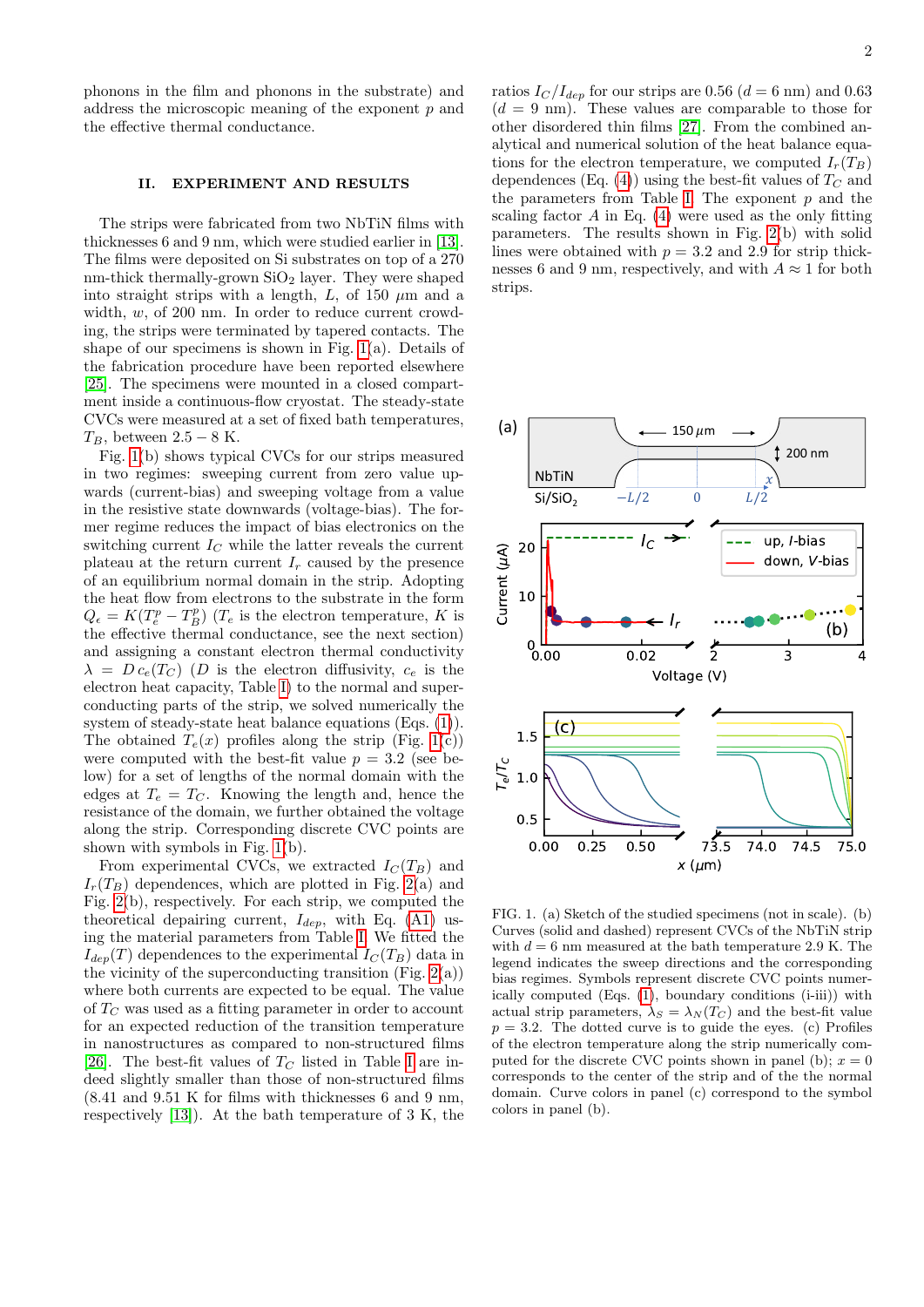phonons in the film and phonons in the substrate) and address the microscopic meaning of the exponent $p$ and the effective thermal conductance.

## II. EXPERIMENT AND RESULTS

The strips were fabricated from two NbTiN films with thicknesses 6 and 9 nm, which were studied earlier in [13]. The films were deposited on Si substrates on top of a 270 nm-thick thermally-grown $SiO_2$ layer. They were shaped into straight strips with a length, $L$, of 150 $\mu$m and a width, $w$, of 200 nm. In order to reduce current crowding, the strips were terminated by tapered contacts. The shape of our specimens is shown in Fig. 1(a). Details of the fabrication procedure have been reported elsewhere [25]. The specimens were mounted in a closed compartment inside a continuous-flow cryostat. The steady-state CVCs were measured at a set of fixed bath temperatures, $T_B$, between 2.5 − 8 K.

Fig. 1(b) shows typical CVCs for our strips measured in two regimes: sweeping current from zero value upwards (current-bias) and sweeping voltage from a value in the resistive state downwards (voltage-bias). The former regime reduces the impact of bias electronics on the switching current $I_C$ while the latter reveals the current plateau at the return current $I_r$ caused by the presence of an equilibrium normal domain in the strip. Adopting the heat flow from electrons to the substrate in the form $Q_e = K(T_e^p - T_B^p)$ ($T_e$ is the electron temperature, $K$ is the effective thermal conductance, see the next section) and assigning a constant electron thermal conductivity $\lambda = D\, c_e(T_C)$ ($D$ is the electron diffusivity, $c_e$ is the electron heat capacity, Table I) to the normal and superconducting parts of the strip, we solved numerically the system of steady-state heat balance equations (Eqs. (1)). The obtained $T_e(x)$ profiles along the strip (Fig. 1(c)) were computed with the best-fit value $p = 3.2$ (see below) for a set of lengths of the normal domain with the edges at $T_e = T_C$. Knowing the length and, hence the resistance of the domain, we further obtained the voltage along the strip. Corresponding discrete CVC points are shown with symbols in Fig. 1(b).

From experimental CVCs, we extracted $I_C(T_B)$ and $I_r(T_B)$ dependences, which are plotted in Fig. 2(a) and Fig. 2(b), respectively. For each strip, we computed the theoretical depairing current, $I_{dep}$, with Eq. (A1) using the material parameters from Table I. We fitted the $I_{dep}(T)$ dependences to the experimental $I_C(T_B)$ data in the vicinity of the superconducting transition (Fig. 2(a)) where both currents are expected to be equal. The value of $T_C$ was used as a fitting parameter in order to account for an expected reduction of the transition temperature in nanostructures as compared to non-structured films [26]. The best-fit values of $T_C$ listed in Table I are indeed slightly smaller than those of non-structured films (8.41 and 9.51 K for films with thicknesses 6 and 9 nm, respectively [13]). At the bath temperature of 3 K, the ratios $I_C/I_{dep}$ for our strips are 0.56 ($d$ = 6 nm) and 0.63 ($d$ = 9 nm). These values are comparable to those for other disordered thin films [27]. From the combined analytical and numerical solution of the heat balance equations for the electron temperature, we computed $I_r(T_B)$ dependences (Eq. (4)) using the best-fit values of $T_C$ and the parameters from Table I. The exponent $p$ and the scaling factor $A$ in Eq. (4) were used as the only fitting parameters. The results shown in Fig. 2(b) with solid lines were obtained with $p = 3.2$ and 2.9 for strip thicknesses 6 and 9 nm, respectively, and with $A \approx 1$ for both strips.

FIG. 1. (a) Sketch of the studied specimens (not in scale). (b) Curves (solid and dashed) represent CVCs of the NbTiN strip with $d$ = 6 nm measured at the bath temperature 2.9 K. The legend indicates the sweep directions and the corresponding bias regimes. Symbols represent discrete CVC points numerically computed (Eqs. (1), boundary conditions (i-iii)) with actual strip parameters, $\lambda_S = \lambda_N(T_C)$ and the best-fit value $p = 3.2$. The dotted curve is to guide the eyes. (c) Profiles of the electron temperature along the strip numerically computed for the discrete CVC points shown in panel (b); $x = 0$ corresponds to the center of the strip and of the the normal domain. Curve colors in panel (c) correspond to the symbol colors in panel (b).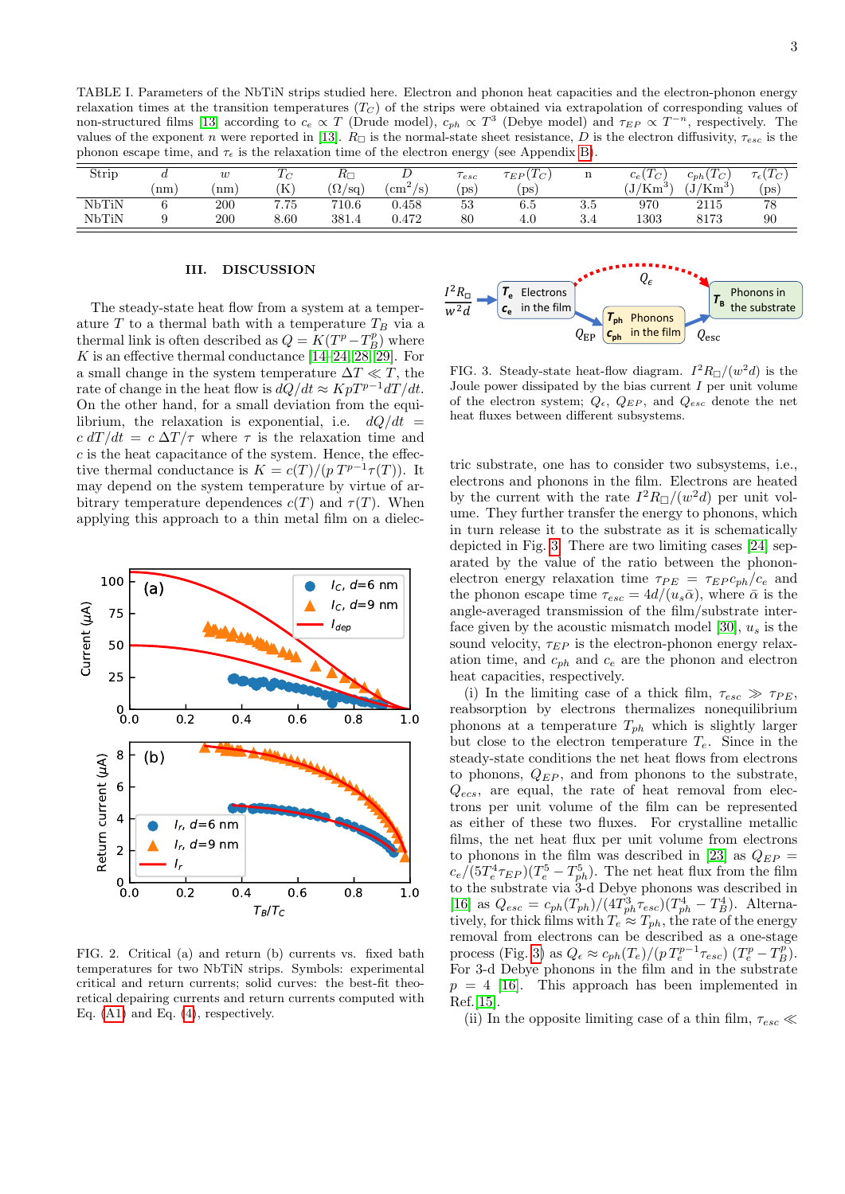TABLE I. Parameters of the NbTiN strips studied here. Electron and phonon heat capacities and the electron-phonon energy relaxation times at the transition temperatures ($T_C$) of the strips were obtained via extrapolation of corresponding values of non-structured films [13] according to $c_e \propto T$ (Drude model), $c_{ph} \propto T^3$ (Debye model) and $\tau_{EP} \propto T^{-n}$, respectively. The values of the exponent $n$ were reported in [13]. $R_\square$ is the normal-state sheet resistance, $D$ is the electron diffusivity, $\tau_{esc}$ is the phonon escape time, and $\tau_\epsilon$ is the relaxation time of the electron energy (see Appendix B).

| Strip | $d$ (nm) | $w$ (nm) | $T_C$ (K) | $R_\square$ ($\Omega$/sq) | $D$ (cm$^2$/s) | $\tau_{esc}$ (ps) | $\tau_{EP}(T_C)$ (ps) | n | $c_e(T_C)$ (J/Km$^3$) | $c_{ph}(T_C)$ (J/Km$^3$) | $\tau_\epsilon(T_C)$ (ps) |
|---|---|---|---|---|---|---|---|---|---|---|---|
| NbTiN | 6 | 200 | 7.75 | 710.6 | 0.458 | 53 | 6.5 | 3.5 | 970 | 2115 | 78 |
| NbTiN | 9 | 200 | 8.60 | 381.4 | 0.472 | 80 | 4.0 | 3.4 | 1303 | 8173 | 90 |

## III. DISCUSSION

The steady-state heat flow from a system at a temperature $T$ to a thermal bath with a temperature $T_B$ via a thermal link is often described as $Q = K(T^p - T_B^p)$ where $K$ is an effective thermal conductance [14–24][28][29]. For a small change in the system temperature $\Delta T \ll T$, the rate of change in the heat flow is $dQ/dt \approx KpT^{p-1}dT/dt$. On the other hand, for a small deviation from the equilibrium, the relaxation is exponential, i.e. $dQ/dt = c\, dT/dt = c\, \Delta T/\tau$ where $\tau$ is the relaxation time and $c$ is the heat capacitance of the system. Hence, the effective thermal conductance is $K = c(T)/(p\, T^{p-1}\tau(T))$. It may depend on the system temperature by virtue of arbitrary temperature dependences $c(T)$ and $\tau(T)$. When applying this approach to a thin metal film on a dielectric substrate, one has to consider two subsystems, i.e., electrons and phonons in the film. Electrons are heated by the current with the rate $I^2R_\square/(w^2d)$ per unit volume. They further transfer the energy to phonons, which in turn release it to the substrate as it is schematically depicted in Fig. 3. There are two limiting cases [24] separated by the value of the ratio between the phonon-electron energy relaxation time $\tau_{PE} = \tau_{EP}c_{ph}/c_e$ and the phonon escape time $\tau_{esc} = 4d/(u_s\bar{\alpha})$, where $\bar{\alpha}$ is the angle-averaged transmission of the film/substrate interface given by the acoustic mismatch model [30], $u_s$ is the sound velocity, $\tau_{EP}$ is the electron-phonon energy relaxation time, and $c_{ph}$ and $c_e$ are the phonon and electron heat capacities, respectively.

FIG. 2. Critical (a) and return (b) currents vs. fixed bath temperatures for two NbTiN strips. Symbols: experimental critical and return currents; solid curves: the best-fit theoretical depairing currents and return currents computed with Eq. (A1) and Eq. (4), respectively.

FIG. 3. Steady-state heat-flow diagram. $I^2R_\square/(w^2d)$ is the Joule power dissipated by the bias current $I$ per unit volume of the electron system; $Q_\epsilon$, $Q_{EP}$, and $Q_{esc}$ denote the net heat fluxes between different subsystems.

(i) In the limiting case of a thick film, $\tau_{esc} \gg \tau_{PE}$, reabsorption by electrons thermalizes nonequilibrium phonons at a temperature $T_{ph}$ which is slightly larger but close to the electron temperature $T_e$. Since in the steady-state conditions the net heat flows from electrons to phonons, $Q_{EP}$, and from phonons to the substrate, $Q_{ecs}$, are equal, the rate of heat removal from electrons per unit volume of the film can be represented as either of these two fluxes. For crystalline metallic films, the net heat flux per unit volume from electrons to phonons in the film was described in [23] as $Q_{EP} = c_e/(5T_e^4\tau_{EP})(T_e^5 - T_{ph}^5)$. The net heat flux from the film to the substrate via 3-d Debye phonons was described in [16] as $Q_{esc} = c_{ph}(T_{ph})/(4T_{ph}^3\tau_{esc})(T_{ph}^4 - T_B^4)$. Alternatively, for thick films with $T_e \approx T_{ph}$, the rate of the energy removal from electrons can be described as a one-stage process (Fig. 3) as $Q_\epsilon \approx c_{ph}(T_e)/(pT_e^{p-1}\tau_{esc})\,(T_e^p - T_B^p)$. For 3-d Debye phonons in the film and in the substrate $p = 4$ [16]. This approach has been implemented in Ref. [15].

(ii) In the opposite limiting case of a thin film, $\tau_{esc} \ll$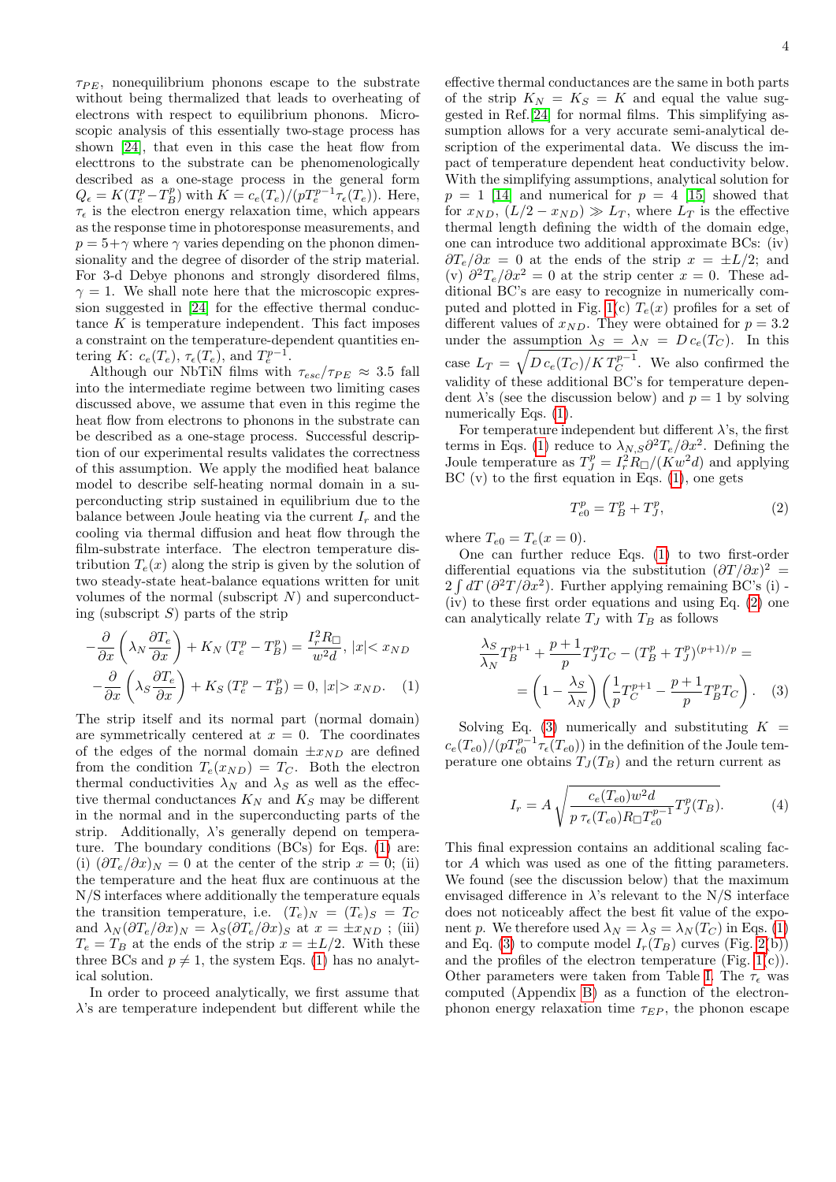$\tau_{PE}$, nonequilibrium phonons escape to the substrate without being thermalized that leads to overheating of electrons with respect to equilibrium phonons. Microscopic analysis of this essentially two-stage process has shown [24], that even in this case the heat flow from electtrons to the substrate can be phenomenologically described as a one-stage process in the general form $Q_\epsilon = K(T_e^p - T_B^p)$ with $K = c_e(T_e)/(pT_e^{p-1}\tau_\epsilon(T_e))$. Here, $\tau_\epsilon$ is the electron energy relaxation time, which appears as the response time in photoresponse measurements, and $p = 5+\gamma$ where $\gamma$ varies depending on the phonon dimensionality and the degree of disorder of the strip material. For 3-d Debye phonons and strongly disordered films, $\gamma = 1$. We shall note here that the microscopic expression suggested in [24] for the effective thermal conductance $K$ is temperature independent. This fact imposes a constraint on the temperature-dependent quantities entering $K$: $c_e(T_e)$, $\tau_\epsilon(T_e)$, and $T_e^{p-1}$.

Although our NbTiN films with $\tau_{esc}/\tau_{PE} \approx 3.5$ fall into the intermediate regime between two limiting cases discussed above, we assume that even in this regime the heat flow from electrons to phonons in the substrate can be described as a one-stage process. Successful description of our experimental results validates the correctness of this assumption. We apply the modified heat balance model to describe self-heating normal domain in a superconducting strip sustained in equilibrium due to the balance between Joule heating via the current $I_r$ and the cooling via thermal diffusion and heat flow through the film-substrate interface. The electron temperature distribution $T_e(x)$ along the strip is given by the solution of two steady-state heat-balance equations written for unit volumes of the normal (subscript $N$) and superconducting (subscript $S$) parts of the strip

$$
\begin{aligned}
-\frac{\partial}{\partial x}\left(\lambda_N \frac{\partial T_e}{\partial x}\right) + K_N\left(T_e^p - T_B^p\right) &= \frac{I_r^2 R_\square}{w^2 d},\ |x| < x_{ND} \\
-\frac{\partial}{\partial x}\left(\lambda_S \frac{\partial T_e}{\partial x}\right) + K_S\left(T_e^p - T_B^p\right) &= 0,\ |x| > x_{ND}. \quad (1)
\end{aligned}
$$

The strip itself and its normal part (normal domain) are symmetrically centered at $x = 0$. The coordinates of the edges of the normal domain $\pm x_{ND}$ are defined from the condition $T_e(x_{ND}) = T_C$. Both the electron thermal conductivities $\lambda_N$ and $\lambda_S$ as well as the effective thermal conductances $K_N$ and $K_S$ may be different in the normal and in the superconducting parts of the strip. Additionally, $\lambda$'s generally depend on temperature. The boundary conditions (BCs) for Eqs. (1) are: (i) $(\partial T_e/\partial x)_N = 0$ at the center of the strip $x = 0$; (ii) the temperature and the heat flux are continuous at the N/S interfaces where additionally the temperature equals the transition temperature, i.e. $(T_e)_N = (T_e)_S = T_C$ and $\lambda_N(\partial T_e/\partial x)_N = \lambda_S(\partial T_e/\partial x)_S$ at $x = \pm x_{ND}$ ; (iii) $T_e = T_B$ at the ends of the strip $x = \pm L/2$. With these three BCs and $p \neq 1$, the system Eqs. (1) has no analytical solution.

In order to proceed analytically, we first assume that $\lambda$'s are temperature independent but different while the effective thermal conductances are the same in both parts of the strip $K_N = K_S = K$ and equal the value suggested in Ref.[24] for normal films. This simplifying assumption allows for a very accurate semi-analytical description of the experimental data. We discuss the impact of temperature dependent heat conductivity below. With the simplifying assumptions, analytical solution for $p = 1$ [14] and numerical for $p = 4$ [15] showed that for $x_{ND}$, $(L/2 - x_{ND}) \gg L_T$, where $L_T$ is the effective thermal length defining the width of the domain edge, one can introduce two additional approximate BCs: (iv) $\partial T_e/\partial x = 0$ at the ends of the strip $x = \pm L/2$; and (v) $\partial^2 T_e/\partial x^2 = 0$ at the strip center $x = 0$. These additional BC's are easy to recognize in numerically computed and plotted in Fig. 1(c) $T_e(x)$ profiles for a set of different values of $x_{ND}$. They were obtained for $p = 3.2$ under the assumption $\lambda_S = \lambda_N = D\, c_e(T_C)$. In this case $L_T = \sqrt{D\, c_e(T_C)/K\, T_C^{p-1}}$. We also confirmed the validity of these additional BC's for temperature dependent $\lambda$'s (see the discussion below) and $p = 1$ by solving numerically Eqs. (1).

For temperature independent but different $\lambda$'s, the first terms in Eqs. (1) reduce to $\lambda_{N,S}\partial^2 T_e/\partial x^2$. Defining the Joule temperature as $T_J^p = I_r^2 R_\square/(K w^2 d)$ and applying BC (v) to the first equation in Eqs. (1), one gets

$$
T_{e0}^p = T_B^p + T_J^p, \quad (2)
$$

where $T_{e0} = T_e(x = 0)$.

One can further reduce Eqs. (1) to two first-order differential equations via the substitution $(\partial T/\partial x)^2 = 2\int dT\,(\partial^2 T/\partial x^2)$. Further applying remaining BC's (i) - (iv) to these first order equations and using Eq. (2) one can analytically relate $T_J$ with $T_B$ as follows

$$
\begin{aligned}
\frac{\lambda_S}{\lambda_N} T_B^{p+1} + \frac{p+1}{p} T_J^p T_C - \left(T_B^p + T_J^p\right)^{(p+1)/p} &= \\
= \left(1 - \frac{\lambda_S}{\lambda_N}\right)\left(\frac{1}{p} T_C^{p+1} - \frac{p+1}{p} T_B^p T_C\right). \quad (3)
\end{aligned}
$$

Solving Eq. (3) numerically and substituting $K = c_e(T_{e0})/(pT_{e0}^{p-1}\tau_\epsilon(T_{e0}))$ in the definition of the Joule temperature one obtains $T_J(T_B)$ and the return current as

$$
I_r = A\sqrt{\frac{c_e(T_{e0}) w^2 d}{p\,\tau_\epsilon(T_{e0}) R_\square T_{e0}^{p-1}} T_J^p(T_B)}. \quad (4)
$$

This final expression contains an additional scaling factor $A$ which was used as one of the fitting parameters. We found (see the discussion below) that the maximum envisaged difference in $\lambda$'s relevant to the N/S interface does not noticeably affect the best fit value of the exponent $p$. We therefore used $\lambda_N = \lambda_S = \lambda_N(T_C)$ in Eqs. (1) and Eq. (3) to compute model $I_r(T_B)$ curves (Fig. 2(b)) and the profiles of the electron temperature (Fig. 1(c)). Other parameters were taken from Table I. The $\tau_\epsilon$ was computed (Appendix B) as a function of the electron-phonon energy relaxation time $\tau_{EP}$, the phonon escape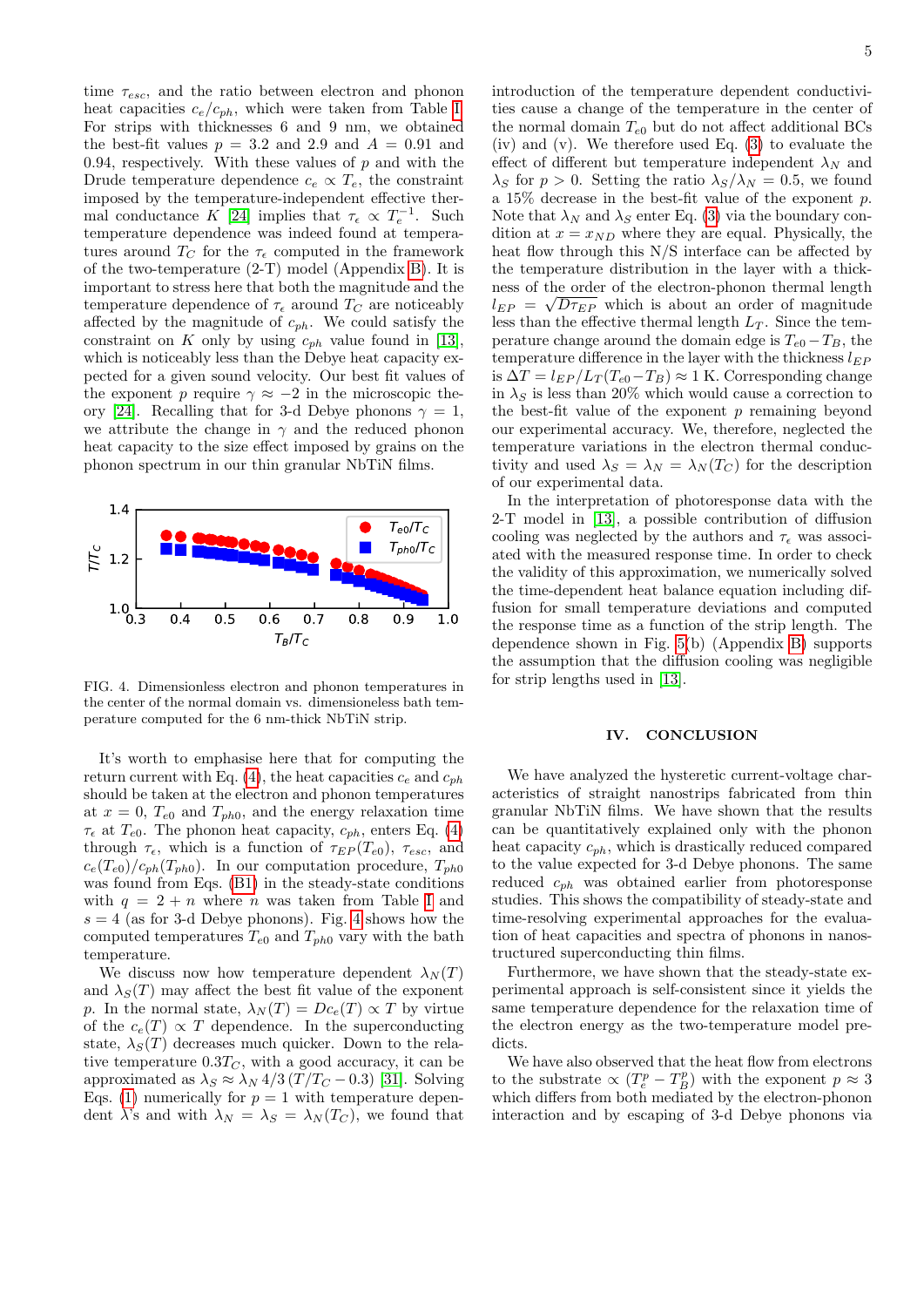time $\tau_{esc}$, and the ratio between electron and phonon heat capacities $c_e/c_{ph}$, which were taken from Table I. For strips with thicknesses 6 and 9 nm, we obtained the best-fit values $p = 3.2$ and 2.9 and $A = 0.91$ and 0.94, respectively. With these values of $p$ and with the Drude temperature dependence $c_e \propto T_e$, the constraint imposed by the temperature-independent effective thermal conductance $K$ [24] implies that $\tau_\epsilon \propto T_e^{-1}$. Such temperature dependence was indeed found at temperatures around $T_C$ for the $\tau_\epsilon$ computed in the framework of the two-temperature (2-T) model (Appendix B). It is important to stress here that both the magnitude and the temperature dependence of $\tau_\epsilon$ around $T_C$ are noticeably affected by the magnitude of $c_{ph}$. We could satisfy the constraint on $K$ only by using $c_{ph}$ value found in [13], which is noticeably less than the Debye heat capacity expected for a given sound velocity. Our best fit values of the exponent $p$ require $\gamma \approx -2$ in the microscopic theory [24]. Recalling that for 3-d Debye phonons $\gamma = 1$, we attribute the change in $\gamma$ and the reduced phonon heat capacity to the size effect imposed by grains on the phonon spectrum in our thin granular NbTiN films.

FIG. 4. Dimensionless electron and phonon temperatures in the center of the normal domain vs. dimensioneless bath temperature computed for the 6 nm-thick NbTiN strip.

It's worth to emphasise here that for computing the return current with Eq. (4), the heat capacities $c_e$ and $c_{ph}$ should be taken at the electron and phonon temperatures at $x = 0$, $T_{e0}$ and $T_{ph0}$, and the energy relaxation time $\tau_\epsilon$ at $T_{e0}$. The phonon heat capacity, $c_{ph}$, enters Eq. (4) through $\tau_\epsilon$, which is a function of $\tau_{EP}(T_{e0})$, $\tau_{esc}$, and $c_e(T_{e0})/c_{ph}(T_{ph0})$. In our computation procedure, $T_{ph0}$ was found from Eqs. (B1) in the steady-state conditions with $q = 2 + n$ where $n$ was taken from Table I and $s = 4$ (as for 3-d Debye phonons). Fig. 4 shows how the computed temperatures $T_{e0}$ and $T_{ph0}$ vary with the bath temperature.

We discuss now how temperature dependent $\lambda_N(T)$ and $\lambda_S(T)$ may affect the best fit value of the exponent $p$. In the normal state, $\lambda_N(T) = Dc_e(T) \propto T$ by virtue of the $c_e(T) \propto T$ dependence. In the superconducting state, $\lambda_S(T)$ decreases much quicker. Down to the relative temperature $0.3T_C$, with a good accuracy, it can be approximated as $\lambda_S \approx \lambda_N 4/3\,(T/T_C - 0.3)$ [31]. Solving Eqs. (1) numerically for $p = 1$ with temperature dependent $\lambda$'s and with $\lambda_N = \lambda_S = \lambda_N(T_C)$, we found that introduction of the temperature dependent conductivities cause a change of the temperature in the center of the normal domain $T_{e0}$ but do not affect additional BCs (iv) and (v). We therefore used Eq. (3) to evaluate the effect of different but temperature independent $\lambda_N$ and $\lambda_S$ for $p > 0$. Setting the ratio $\lambda_S/\lambda_N = 0.5$, we found a 15% decrease in the best-fit value of the exponent $p$. Note that $\lambda_N$ and $\lambda_S$ enter Eq. (3) via the boundary condition at $x = x_{ND}$ where they are equal. Physically, the heat flow through this N/S interface can be affected by the temperature distribution in the layer with a thickness of the order of the electron-phonon thermal length $l_{EP} = \sqrt{D\tau_{EP}}$ which is about an order of magnitude less than the effective thermal length $L_T$. Since the temperature change around the domain edge is $T_{e0} - T_B$, the temperature difference in the layer with the thickness $l_{EP}$ is $\Delta T = l_{EP}/L_T(T_{e0} - T_B) \approx 1$ K. Corresponding change in $\lambda_S$ is less than 20% which would cause a correction to the best-fit value of the exponent $p$ remaining beyond our experimental accuracy. We, therefore, neglected the temperature variations in the electron thermal conductivity and used $\lambda_S = \lambda_N = \lambda_N(T_C)$ for the description of our experimental data.

In the interpretation of photoresponse data with the 2-T model in [13], a possible contribution of diffusion cooling was neglected by the authors and $\tau_\epsilon$ was associated with the measured response time. In order to check the validity of this approximation, we numerically solved the time-dependent heat balance equation including diffusion for small temperature deviations and computed the response time as a function of the strip length. The dependence shown in Fig. 5(b) (Appendix B) supports the assumption that the diffusion cooling was negligible for strip lengths used in [13].

## IV. CONCLUSION

We have analyzed the hysteretic current-voltage characteristics of straight nanostrips fabricated from thin granular NbTiN films. We have shown that the results can be quantitatively explained only with the phonon heat capacity $c_{ph}$, which is drastically reduced compared to the value expected for 3-d Debye phonons. The same reduced $c_{ph}$ was obtained earlier from photoresponse studies. This shows the compatibility of steady-state and time-resolving experimental approaches for the evaluation of heat capacities and spectra of phonons in nanostructured superconducting thin films.

Furthermore, we have shown that the steady-state experimental approach is self-consistent since it yields the same temperature dependence for the relaxation time of the electron energy as the two-temperature model predicts.

We have also observed that the heat flow from electrons to the substrate $\propto (T_e^p - T_B^p)$ with the exponent $p \approx 3$ which differs from both mediated by the electron-phonon interaction and by escaping of 3-d Debye phonons via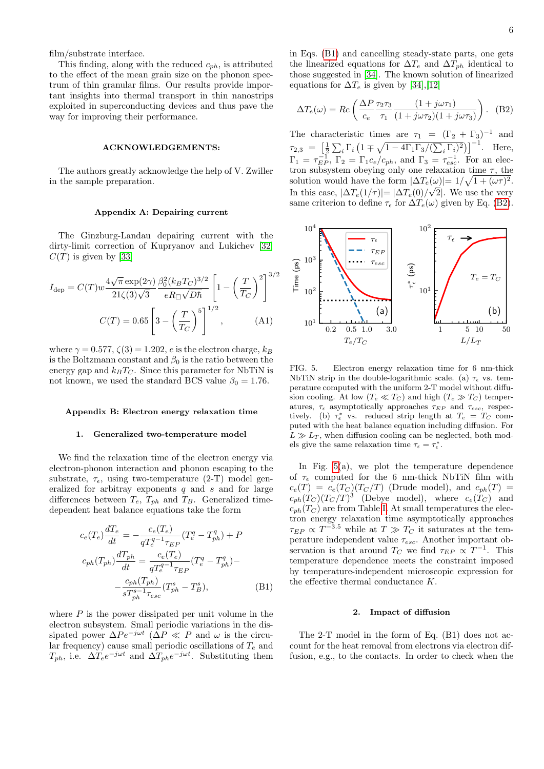film/substrate interface.

This finding, along with the reduced $c_{ph}$, is attributed to the effect of the mean grain size on the phonon spectrum of thin granular films. Our results provide important insights into thermal transport in thin nanostrips exploited in superconducting devices and thus pave the way for improving their performance.

## ACKNOWLEDGEMENTS:

The authors greatly acknowledge the help of V. Zwiller in the sample preparation.

## Appendix A: Depairing current

The Ginzburg-Landau depairing current with the dirty-limit correction of Kupryanov and Lukichev [32] $C(T)$ is given by [33]

$$I_{\rm dep} = C(T) w \frac{4\sqrt{\pi}\exp(2\gamma)}{21\zeta(3)\sqrt{3}} \frac{\beta_0^2 (k_B T_C)^{3/2}}{e R_\square \sqrt{D\hbar}} \left[1 - \left(\frac{T}{T_C}\right)^2\right]^{3/2}$$

$$C(T) = 0.65 \left[3 - \left(\frac{T}{T_C}\right)^5\right]^{1/2}, \qquad \text{(A1)}$$

where $\gamma = 0.577$, $\zeta(3) = 1.202$, $e$ is the electron charge, $k_B$ is the Boltzmann constant and $\beta_0$ is the ratio between the energy gap and $k_B T_C$. Since this parameter for NbTiN is not known, we used the standard BCS value $\beta_0 = 1.76$.

## Appendix B: Electron energy relaxation time

### 1. Generalized two-temperature model

We find the relaxation time of the electron energy via electron-phonon interaction and phonon escaping to the substrate, $\tau_\epsilon$, using two-temperature (2-T) model generalized for arbitrary exponents $q$ and $s$ and for large differences between $T_e$, $T_{ph}$ and $T_B$. Generalized time-dependent heat balance equations take the form

$$c_e(T_e)\frac{dT_e}{dt} = -\frac{c_e(T_e)}{qT_e^{q-1}\tau_{EP}}(T_e^q - T_{ph}^q) + P$$

$$c_{ph}(T_{ph})\frac{dT_{ph}}{dt} = \frac{c_e(T_e)}{qT_e^{q-1}\tau_{EP}}(T_e^q - T_{ph}^q) - \frac{c_{ph}(T_{ph})}{sT_{ph}^{s-1}\tau_{esc}}(T_{ph}^s - T_B^s), \qquad \text{(B1)}$$

where $P$ is the power dissipated per unit volume in the electron subsystem. Small periodic variations in the dissipated power $\Delta P e^{-j\omega t}$ ($\Delta P \ll P$ and $\omega$ is the circular frequency) cause small periodic oscillations of $T_e$ and $T_{ph}$, i.e. $\Delta T_e e^{-j\omega t}$ and $\Delta T_{ph} e^{-j\omega t}$. Substituting them in Eqs. (B1) and cancelling steady-state parts, one gets the linearized equations for $\Delta T_e$ and $\Delta T_{ph}$ identical to those suggested in [34]. The known solution of linearized equations for $\Delta T_e$ is given by [34],[12]

$$\Delta T_e(\omega) = Re\left(\frac{\Delta P}{c_e}\frac{\tau_2\tau_3}{\tau_1}\frac{(1+j\omega\tau_1)}{(1+j\omega\tau_2)(1+j\omega\tau_3)}\right). \qquad \text{(B2)}$$

The characteristic times are $\tau_1 = (\Gamma_2 + \Gamma_3)^{-1}$ and $\tau_{2,3} = \left[\frac{1}{2}\sum_i \Gamma_i \left(1 \mp \sqrt{1 - 4\Gamma_1\Gamma_3/(\sum_i \Gamma_i)^2}\right)\right]^{-1}$. Here, $\Gamma_1 = \tau_{EP}^{-1}$, $\Gamma_2 = \Gamma_1 c_e/c_{ph}$, and $\Gamma_3 = \tau_{esc}^{-1}$. For an electron subsystem obeying only one relaxation time $\tau$, the solution would have the form $|\Delta T_e(\omega)| = 1/\sqrt{1+(\omega\tau)^2}$. In this case, $|\Delta T_e(1/\tau)| = |\Delta T_e(0)/\sqrt{2}|$. We use the very same criterion to define $\tau_\epsilon$ for $\Delta T_e(\omega)$ given by Eq. (B2).

FIG. 5. Electron energy relaxation time for 6 nm-thick NbTiN strip in the double-logarithmic scale. (a) $\tau_\epsilon$ vs. temperature computed with the uniform 2-T model without diffusion cooling. At low ($T_e \ll T_C$) and high ($T_e \gg T_C$) temperatures, $\tau_\epsilon$ asymptotically approaches $\tau_{EP}$ and $\tau_{esc}$, respectively. (b) $\tau_\epsilon^*$ vs. reduced strip length at $T_e = T_C$ computed with the heat balance equation including diffusion. For $L \gg L_T$, when diffusion cooling can be neglected, both models give the same relaxation time $\tau_\epsilon = \tau_\epsilon^*$.

In Fig. 5(a), we plot the temperature dependence of $\tau_\epsilon$ computed for the 6 nm-thick NbTiN film with $c_e(T) = c_e(T_C)(T_C/T)$ (Drude model), and $c_{ph}(T) = c_{ph}(T_C)(T_C/T)^3$ (Debye model), where $c_e(T_C)$ and $c_{ph}(T_C)$ are from Table I. At small temperatures the electron energy relaxation time asymptotically approaches $\tau_{EP} \propto T^{-3.5}$ while at $T \gg T_C$ it saturates at the temperature independent value $\tau_{esc}$. Another important observation is that around $T_C$ we find $\tau_{EP} \propto T^{-1}$. This temperature dependence meets the constraint imposed by temperature-independent microscopic expression for the effective thermal conductance $K$.

### 2. Impact of diffusion

The 2-T model in the form of Eq. (B1) does not account for the heat removal from electrons via electron diffusion, e.g., to the contacts. In order to check when the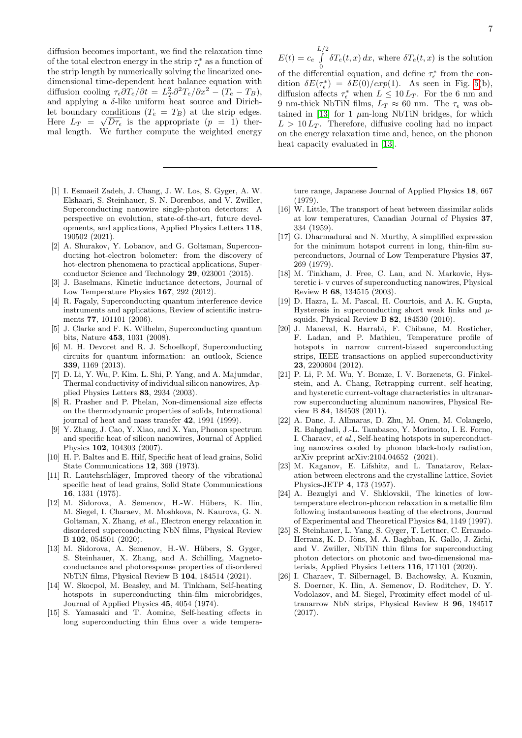diffusion becomes important, we find the relaxation time of the total electron energy in the strip $\tau_\epsilon^*$ as a function of the strip length by numerically solving the linearized one-dimensional time-dependent heat balance equation with diffusion cooling $\tau_\epsilon \partial T_e/\partial t = L_T^2 \partial^2 T_e/\partial x^2 - (T_e - T_B)$, and applying a $\delta$-like uniform heat source and Dirichlet boundary conditions ($T_e = T_B$) at the strip edges. Here $L_T = \sqrt{D\tau_\epsilon}$ is the appropriate ($p = 1$) thermal length. We further compute the weighted energy $E(t) = c_e \int_0^{L/2} \delta T_e(t,x)\, dx$, where $\delta T_e(t,x)$ is the solution of the differential equation, and define $\tau_\epsilon^*$ from the condition $\delta E(\tau_\epsilon^*) = \delta E(0)/exp(1)$. As seen in Fig. 5(b), diffusion affects $\tau_\epsilon^*$ when $L \leq 10\, L_T$. For the 6 nm and 9 nm-thick NbTiN films, $L_T \approx 60$ nm. The $\tau_\epsilon$ was obtained in [13] for 1 $\mu$m-long NbTiN bridges, for which $L > 10\, L_T$. Therefore, diffusive cooling had no impact on the energy relaxation time and, hence, on the phonon heat capacity evaluated in [13].

---

[1] I. Esmaeil Zadeh, J. Chang, J. W. Los, S. Gyger, A. W. Elshaari, S. Steinhauer, S. N. Dorenbos, and V. Zwiller, Superconducting nanowire single-photon detectors: A perspective on evolution, state-of-the-art, future developments, and applications, Applied Physics Letters **118**, 190502 (2021).

[2] A. Shurakov, Y. Lobanov, and G. Goltsman, Superconducting hot-electron bolometer: from the discovery of hot-electron phenomena to practical applications, Superconductor Science and Technology **29**, 023001 (2015).

[3] J. Baselmans, Kinetic inductance detectors, Journal of Low Temperature Physics **167**, 292 (2012).

[4] R. Fagaly, Superconducting quantum interference device instruments and applications, Review of scientific instruments **77**, 101101 (2006).

[5] J. Clarke and F. K. Wilhelm, Superconducting quantum bits, Nature **453**, 1031 (2008).

[6] M. H. Devoret and R. J. Schoelkopf, Superconducting circuits for quantum information: an outlook, Science **339**, 1169 (2013).

[7] D. Li, Y. Wu, P. Kim, L. Shi, P. Yang, and A. Majumdar, Thermal conductivity of individual silicon nanowires, Applied Physics Letters **83**, 2934 (2003).

[8] R. Prasher and P. Phelan, Non-dimensional size effects on the thermodynamic properties of solids, International journal of heat and mass transfer **42**, 1991 (1999).

[9] Y. Zhang, J. Cao, Y. Xiao, and X. Yan, Phonon spectrum and specific heat of silicon nanowires, Journal of Applied Physics **102**, 104303 (2007).

[10] H. P. Baltes and E. Hilf, Specific heat of lead grains, Solid State Communications **12**, 369 (1973).

[11] R. Lautehschläger, Improved theory of the vibrational specific heat of lead grains, Solid State Communications **16**, 1331 (1975).

[12] M. Sidorova, A. Semenov, H.-W. Hübers, K. Ilin, M. Siegel, I. Charaev, M. Moshkova, N. Kaurova, G. N. Goltsman, X. Zhang, *et al.*, Electron energy relaxation in disordered superconducting NbN films, Physical Review B **102**, 054501 (2020).

[13] M. Sidorova, A. Semenov, H.-W. Hübers, S. Gyger, S. Steinhauer, X. Zhang, and A. Schilling, Magnetoconductance and photoresponse properties of disordered NbTiN films, Physical Review B **104**, 184514 (2021).

[14] W. Skocpol, M. Beasley, and M. Tinkham, Self-heating hotspots in superconducting thin-film microbridges, Journal of Applied Physics **45**, 4054 (1974).

[15] S. Yamasaki and T. Aomine, Self-heating effects in long superconducting thin films over a wide temperature range, Japanese Journal of Applied Physics **18**, 667 (1979).

[16] W. Little, The transport of heat between dissimilar solids at low temperatures, Canadian Journal of Physics **37**, 334 (1959).

[17] G. Dharmadurai and N. Murthy, A simplified expression for the minimum hotspot current in long, thin-film superconductors, Journal of Low Temperature Physics **37**, 269 (1979).

[18] M. Tinkham, J. Free, C. Lau, and N. Markovic, Hysteretic i- v curves of superconducting nanowires, Physical Review B **68**, 134515 (2003).

[19] D. Hazra, L. M. Pascal, H. Courtois, and A. K. Gupta, Hysteresis in superconducting short weak links and $\mu$-squids, Physical Review B **82**, 184530 (2010).

[20] J. Maneval, K. Harrabi, F. Chibane, M. Rosticher, F. Ladan, and P. Mathieu, Temperature profile of hotspots in narrow current-biased superconducting strips, IEEE transactions on applied superconductivity **23**, 2200604 (2012).

[21] P. Li, P. M. Wu, Y. Bomze, I. V. Borzenets, G. Finkelstein, and A. Chang, Retrapping current, self-heating, and hysteretic current-voltage characteristics in ultranarrow superconducting aluminum nanowires, Physical Review B **84**, 184508 (2011).

[22] A. Dane, J. Allmaras, D. Zhu, M. Onen, M. Colangelo, R. Bahgdadi, J.-L. Tambasco, Y. Morimoto, I. E. Forno, I. Charaev, *et al.*, Self-heating hotspots in superconducting nanowires cooled by phonon black-body radiation, arXiv preprint arXiv:2104.04652 (2021).

[23] M. Kaganov, E. Lifshitz, and L. Tanatarov, Relaxation between electrons and the crystalline lattice, Soviet Physics-JETP **4**, 173 (1957).

[24] A. Bezuglyi and V. Shklovskii, The kinetics of low-temperature electron-phonon relaxation in a metallic film following instantaneous heating of the electrons, Journal of Experimental and Theoretical Physics **84**, 1149 (1997).

[25] S. Steinhauer, L. Yang, S. Gyger, T. Lettner, C. Errando-Herranz, K. D. Jöns, M. A. Baghban, K. Gallo, J. Zichi, and V. Zwiller, NbTiN thin films for superconducting photon detectors on photonic and two-dimensional materials, Applied Physics Letters **116**, 171101 (2020).

[26] I. Charaev, T. Silbernagel, B. Bachowsky, A. Kuzmin, S. Doerner, K. Ilin, A. Semenov, D. Roditchev, D. Y. Vodolazov, and M. Siegel, Proximity effect model of ultranarrow NbN strips, Physical Review B **96**, 184517 (2017).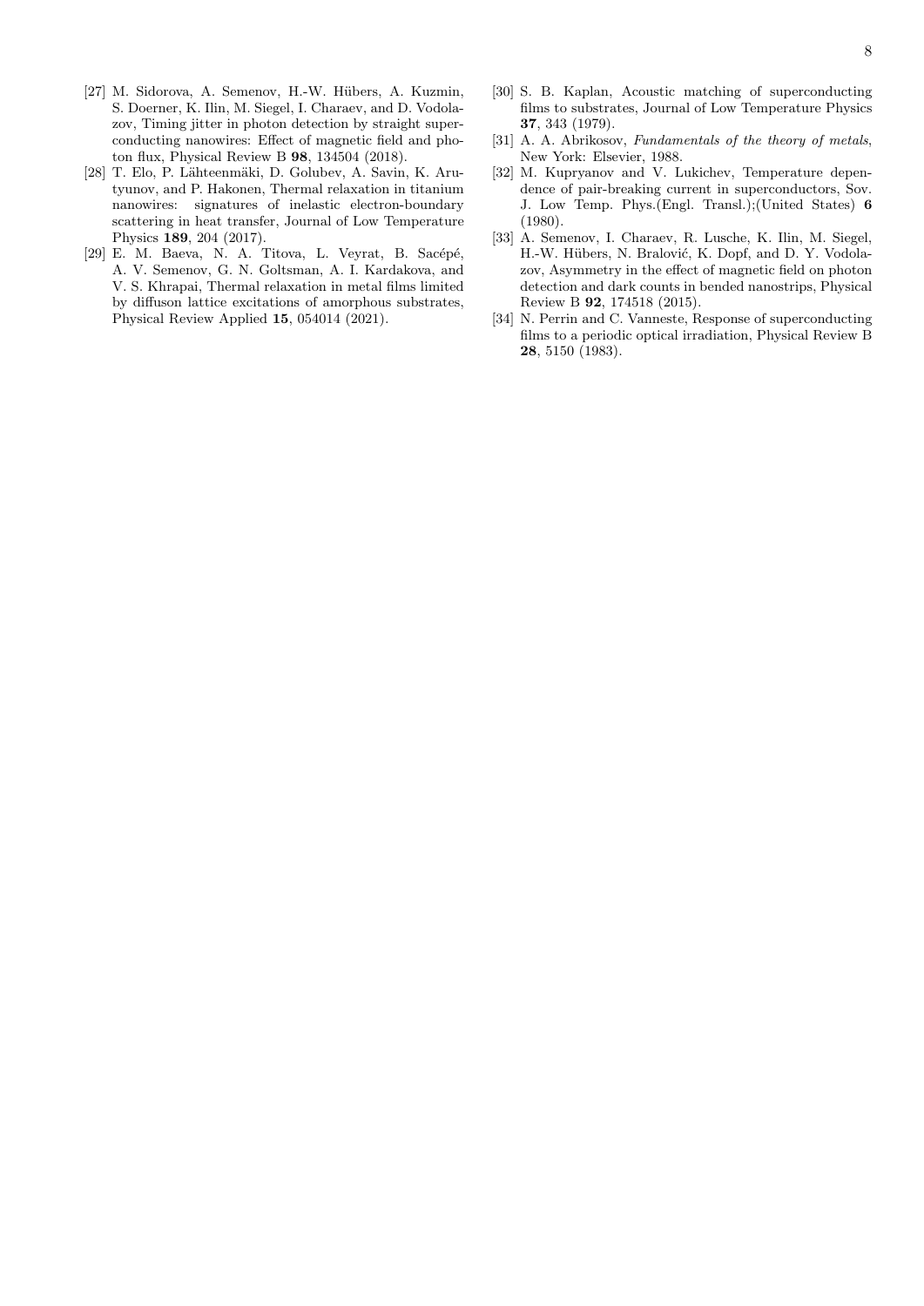[27] M. Sidorova, A. Semenov, H.-W. Hübers, A. Kuzmin, S. Doerner, K. Ilin, M. Siegel, I. Charaev, and D. Vodolazov, Timing jitter in photon detection by straight superconducting nanowires: Effect of magnetic field and photon flux, Physical Review B **98**, 134504 (2018).

[28] T. Elo, P. Lähteenmäki, D. Golubev, A. Savin, K. Arutyunov, and P. Hakonen, Thermal relaxation in titanium nanowires: signatures of inelastic electron-boundary scattering in heat transfer, Journal of Low Temperature Physics **189**, 204 (2017).

[29] E. M. Baeva, N. A. Titova, L. Veyrat, B. Sacépé, A. V. Semenov, G. N. Goltsman, A. I. Kardakova, and V. S. Khrapai, Thermal relaxation in metal films limited by diffuson lattice excitations of amorphous substrates, Physical Review Applied **15**, 054014 (2021).

[30] S. B. Kaplan, Acoustic matching of superconducting films to substrates, Journal of Low Temperature Physics **37**, 343 (1979).

[31] A. A. Abrikosov, *Fundamentals of the theory of metals*, New York: Elsevier, 1988.

[32] M. Kupryanov and V. Lukichev, Temperature dependence of pair-breaking current in superconductors, Sov. J. Low Temp. Phys.(Engl. Transl.);(United States) **6** (1980).

[33] A. Semenov, I. Charaev, R. Lusche, K. Ilin, M. Siegel, H.-W. Hübers, N. Bralović, K. Dopf, and D. Y. Vodolazov, Asymmetry in the effect of magnetic field on photon detection and dark counts in bended nanostrips, Physical Review B **92**, 174518 (2015).

[34] N. Perrin and C. Vanneste, Response of superconducting films to a periodic optical irradiation, Physical Review B **28**, 5150 (1983).